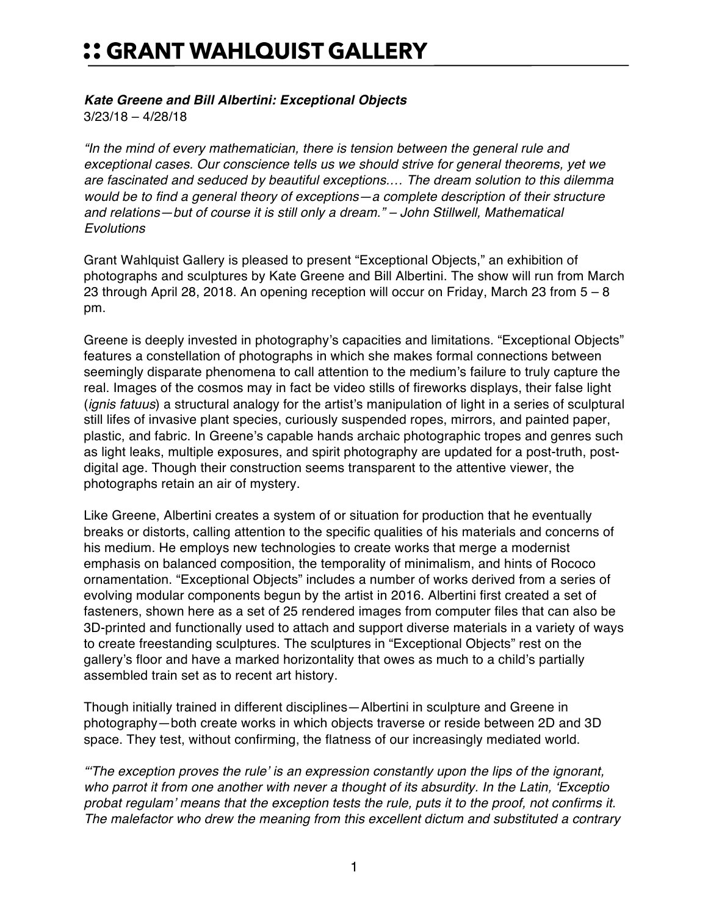# :: GRANT WAHLQUIST GALLERY

***Kate Greene and Bill Albertini: Exceptional Objects***
3/23/18 – 4/28/18

*"In the mind of every mathematician, there is tension between the general rule and exceptional cases. Our conscience tells us we should strive for general theorems, yet we are fascinated and seduced by beautiful exceptions.… The dream solution to this dilemma would be to find a general theory of exceptions—a complete description of their structure and relations—but of course it is still only a dream." – John Stillwell, Mathematical Evolutions*

Grant Wahlquist Gallery is pleased to present "Exceptional Objects," an exhibition of photographs and sculptures by Kate Greene and Bill Albertini. The show will run from March 23 through April 28, 2018. An opening reception will occur on Friday, March 23 from 5 – 8 pm.

Greene is deeply invested in photography's capacities and limitations. "Exceptional Objects" features a constellation of photographs in which she makes formal connections between seemingly disparate phenomena to call attention to the medium's failure to truly capture the real. Images of the cosmos may in fact be video stills of fireworks displays, their false light (*ignis fatuus*) a structural analogy for the artist's manipulation of light in a series of sculptural still lifes of invasive plant species, curiously suspended ropes, mirrors, and painted paper, plastic, and fabric. In Greene's capable hands archaic photographic tropes and genres such as light leaks, multiple exposures, and spirit photography are updated for a post-truth, post-digital age. Though their construction seems transparent to the attentive viewer, the photographs retain an air of mystery.

Like Greene, Albertini creates a system of or situation for production that he eventually breaks or distorts, calling attention to the specific qualities of his materials and concerns of his medium. He employs new technologies to create works that merge a modernist emphasis on balanced composition, the temporality of minimalism, and hints of Rococo ornamentation. "Exceptional Objects" includes a number of works derived from a series of evolving modular components begun by the artist in 2016. Albertini first created a set of fasteners, shown here as a set of 25 rendered images from computer files that can also be 3D-printed and functionally used to attach and support diverse materials in a variety of ways to create freestanding sculptures. The sculptures in "Exceptional Objects" rest on the gallery's floor and have a marked horizontality that owes as much to a child's partially assembled train set as to recent art history.

Though initially trained in different disciplines—Albertini in sculpture and Greene in photography—both create works in which objects traverse or reside between 2D and 3D space. They test, without confirming, the flatness of our increasingly mediated world.

*"'The exception proves the rule' is an expression constantly upon the lips of the ignorant, who parrot it from one another with never a thought of its absurdity. In the Latin, 'Exceptio probat regulam' means that the exception tests the rule, puts it to the proof, not confirms it. The malefactor who drew the meaning from this excellent dictum and substituted a contrary*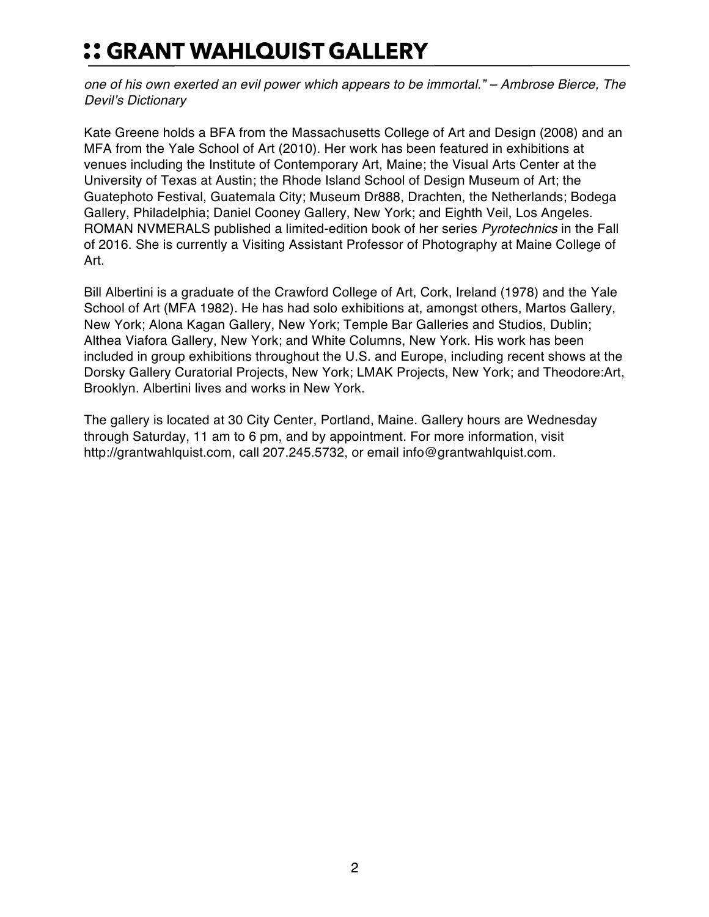*one of his own exerted an evil power which appears to be immortal." – Ambrose Bierce, The Devil's Dictionary*

Kate Greene holds a BFA from the Massachusetts College of Art and Design (2008) and an MFA from the Yale School of Art (2010). Her work has been featured in exhibitions at venues including the Institute of Contemporary Art, Maine; the Visual Arts Center at the University of Texas at Austin; the Rhode Island School of Design Museum of Art; the Guatephoto Festival, Guatemala City; Museum Dr888, Drachten, the Netherlands; Bodega Gallery, Philadelphia; Daniel Cooney Gallery, New York; and Eighth Veil, Los Angeles. ROMAN NVMERALS published a limited-edition book of her series *Pyrotechnics* in the Fall of 2016. She is currently a Visiting Assistant Professor of Photography at Maine College of Art.

Bill Albertini is a graduate of the Crawford College of Art, Cork, Ireland (1978) and the Yale School of Art (MFA 1982). He has had solo exhibitions at, amongst others, Martos Gallery, New York; Alona Kagan Gallery, New York; Temple Bar Galleries and Studios, Dublin; Althea Viafora Gallery, New York; and White Columns, New York. His work has been included in group exhibitions throughout the U.S. and Europe, including recent shows at the Dorsky Gallery Curatorial Projects, New York; LMAK Projects, New York; and Theodore:Art, Brooklyn. Albertini lives and works in New York.

The gallery is located at 30 City Center, Portland, Maine. Gallery hours are Wednesday through Saturday, 11 am to 6 pm, and by appointment. For more information, visit http://grantwahlquist.com, call 207.245.5732, or email info@grantwahlquist.com.